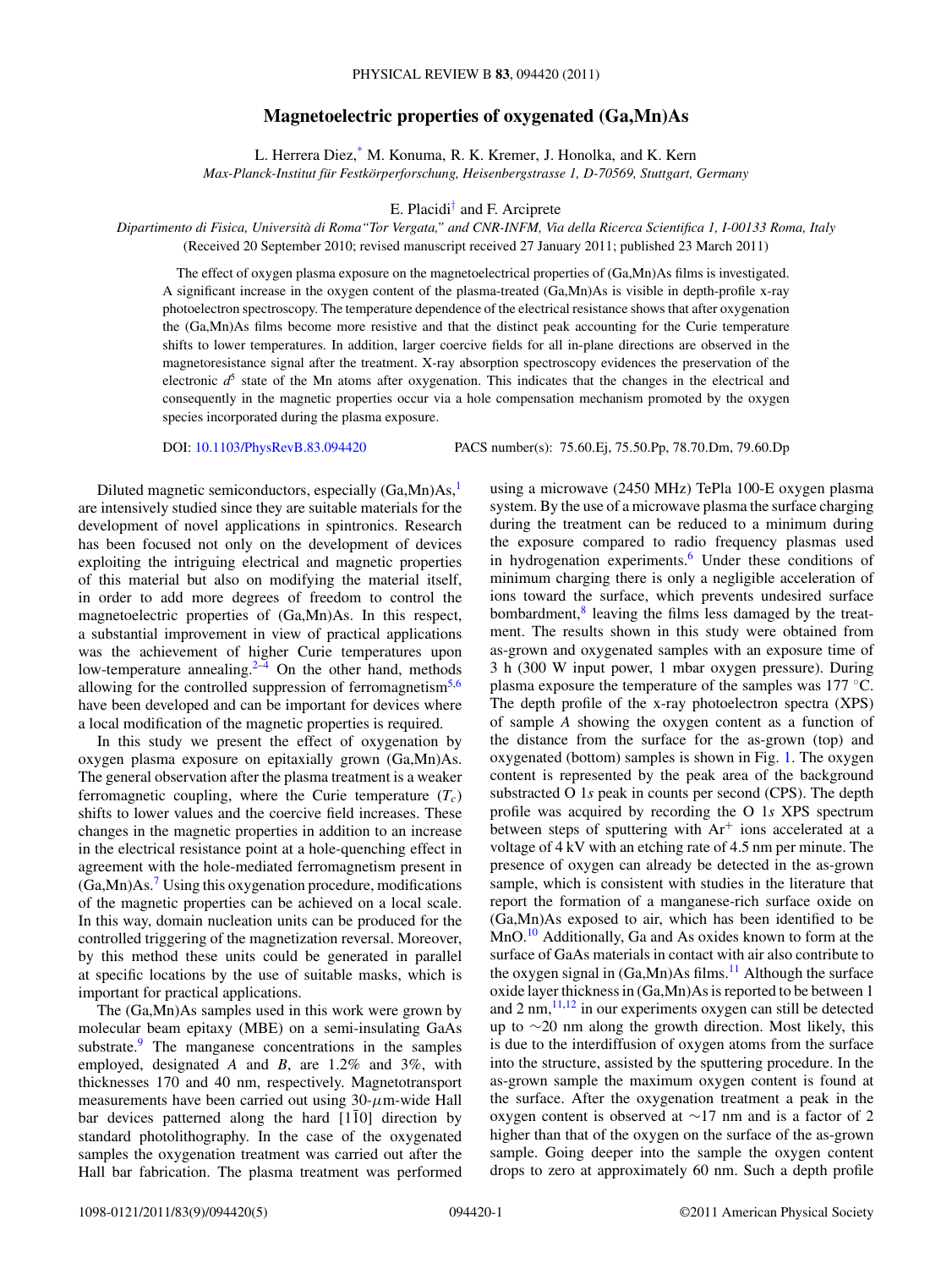# Magnetoelectric properties of oxygenated (Ga,Mn)As

L. Herrera Diez,[*] M. Konuma, R. K. Kremer, J. Honolka, and K. Kern

*Max-Planck-Institut für Festkörperforschung, Heisenbergstrasse 1, D-70569, Stuttgart, Germany*

E. Placidi[†] and F. Arciprete

*Dipartimento di Fisica, Università di Roma "Tor Vergata," and CNR-INFM, Via della Ricerca Scientifica 1, I-00133 Roma, Italy*

(Received 20 September 2010; revised manuscript received 27 January 2011; published 23 March 2011)

The effect of oxygen plasma exposure on the magnetoelectrical properties of (Ga,Mn)As films is investigated. A significant increase in the oxygen content of the plasma-treated (Ga,Mn)As is visible in depth-profile x-ray photoelectron spectroscopy. The temperature dependence of the electrical resistance shows that after oxygenation the (Ga,Mn)As films become more resistive and that the distinct peak accounting for the Curie temperature shifts to lower temperatures. In addition, larger coercive fields for all in-plane directions are observed in the magnetoresistance signal after the treatment. X-ray absorption spectroscopy evidences the preservation of the electronic $d^5$ state of the Mn atoms after oxygenation. This indicates that the changes in the electrical and consequently in the magnetic properties occur via a hole compensation mechanism promoted by the oxygen species incorporated during the plasma exposure.

DOI: 10.1103/PhysRevB.83.094420 PACS number(s): 75.60.Ej, 75.50.Pp, 78.70.Dm, 79.60.Dp

Diluted magnetic semiconductors, especially (Ga,Mn)As,[1] are intensively studied since they are suitable materials for the development of novel applications in spintronics. Research has been focused not only on the development of devices exploiting the intriguing electrical and magnetic properties of this material but also on modifying the material itself, in order to add more degrees of freedom to control the magnetoelectric properties of (Ga,Mn)As. In this respect, a substantial improvement in view of practical applications was the achievement of higher Curie temperatures upon low-temperature annealing.[2–4] On the other hand, methods allowing for the controlled suppression of ferromagnetism[5,6] have been developed and can be important for devices where a local modification of the magnetic properties is required.

In this study we present the effect of oxygenation by oxygen plasma exposure on epitaxially grown (Ga,Mn)As. The general observation after the plasma treatment is a weaker ferromagnetic coupling, where the Curie temperature ($T_c$) shifts to lower values and the coercive field increases. These changes in the magnetic properties in addition to an increase in the electrical resistance point at a hole-quenching effect in agreement with the hole-mediated ferromagnetism present in (Ga,Mn)As.[7] Using this oxygenation procedure, modifications of the magnetic properties can be achieved on a local scale. In this way, domain nucleation units can be produced for the controlled triggering of the magnetization reversal. Moreover, by this method these units could be generated in parallel at specific locations by the use of suitable masks, which is important for practical applications.

The (Ga,Mn)As samples used in this work were grown by molecular beam epitaxy (MBE) on a semi-insulating GaAs substrate.[9] The manganese concentrations in the samples employed, designated *A* and *B*, are 1.2% and 3%, with thicknesses 170 and 40 nm, respectively. Magnetotransport measurements have been carried out using 30-$\mu$m-wide Hall bar devices patterned along the hard $[1\bar{1}0]$ direction by standard photolithography. In the case of the oxygenated samples the oxygenation treatment was carried out after the Hall bar fabrication. The plasma treatment was performed using a microwave (2450 MHz) TePla 100-E oxygen plasma system. By the use of a microwave plasma the surface charging during the treatment can be reduced to a minimum during the exposure compared to radio frequency plasmas used in hydrogenation experiments.[6] Under these conditions of minimum charging there is only a negligible acceleration of ions toward the surface, which prevents undesired surface bombardment,[8] leaving the films less damaged by the treatment. The results shown in this study were obtained from as-grown and oxygenated samples with an exposure time of 3 h (300 W input power, 1 mbar oxygen pressure). During plasma exposure the temperature of the samples was 177 °C. The depth profile of the x-ray photoelectron spectra (XPS) of sample *A* showing the oxygen content as a function of the distance from the surface for the as-grown (top) and oxygenated (bottom) samples is shown in Fig. 1. The oxygen content is represented by the peak area of the background substracted O 1*s* peak in counts per second (CPS). The depth profile was acquired by recording the O 1*s* XPS spectrum between steps of sputtering with $Ar^+$ ions accelerated at a voltage of 4 kV with an etching rate of 4.5 nm per minute. The presence of oxygen can already be detected in the as-grown sample, which is consistent with studies in the literature that report the formation of a manganese-rich surface oxide on (Ga,Mn)As exposed to air, which has been identified to be MnO.[10] Additionally, Ga and As oxides known to form at the surface of GaAs materials in contact with air also contribute to the oxygen signal in (Ga,Mn)As films.[11] Although the surface oxide layer thickness in (Ga,Mn)As is reported to be between 1 and 2 nm,[11,12] in our experiments oxygen can still be detected up to ~20 nm along the growth direction. Most likely, this is due to the interdiffusion of oxygen atoms from the surface into the structure, assisted by the sputtering procedure. In the as-grown sample the maximum oxygen content is found at the surface. After the oxygenation treatment a peak in the oxygen content is observed at ~17 nm and is a factor of 2 higher than that of the oxygen on the surface of the as-grown sample. Going deeper into the sample the oxygen content drops to zero at approximately 60 nm. Such a depth profile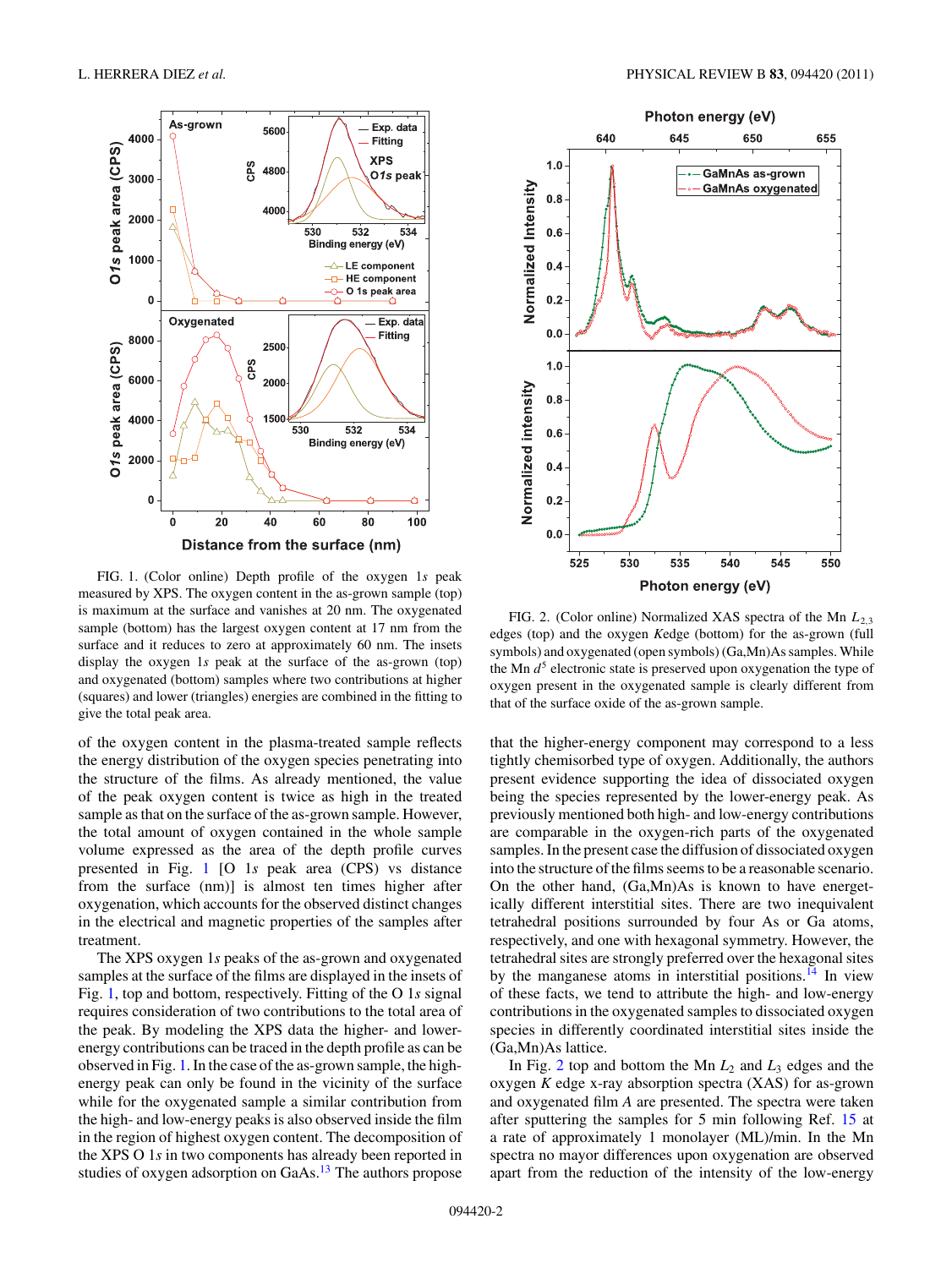FIG. 1. (Color online) Depth profile of the oxygen 1*s* peak measured by XPS. The oxygen content in the as-grown sample (top) is maximum at the surface and vanishes at 20 nm. The oxygenated sample (bottom) has the largest oxygen content at 17 nm from the surface and it reduces to zero at approximately 60 nm. The insets display the oxygen 1*s* peak at the surface of the as-grown (top) and oxygenated (bottom) samples where two contributions at higher (squares) and lower (triangles) energies are combined in the fitting to give the total peak area.

FIG. 2. (Color online) Normalized XAS spectra of the Mn $L_{2,3}$ edges (top) and the oxygen *K*edge (bottom) for the as-grown (full symbols) and oxygenated (open symbols) (Ga,Mn)As samples. While the Mn $d^5$ electronic state is preserved upon oxygenation the type of oxygen present in the oxygenated sample is clearly different from that of the surface oxide of the as-grown sample.

of the oxygen content in the plasma-treated sample reflects the energy distribution of the oxygen species penetrating into the structure of the films. As already mentioned, the value of the peak oxygen content is twice as high in the treated sample as that on the surface of the as-grown sample. However, the total amount of oxygen contained in the whole sample volume expressed as the area of the depth profile curves presented in Fig. 1 [O 1*s* peak area (CPS) vs distance from the surface (nm)] is almost ten times higher after oxygenation, which accounts for the observed distinct changes in the electrical and magnetic properties of the samples after treatment.

The XPS oxygen 1*s* peaks of the as-grown and oxygenated samples at the surface of the films are displayed in the insets of Fig. 1, top and bottom, respectively. Fitting of the O 1*s* signal requires consideration of two contributions to the total area of the peak. By modeling the XPS data the higher- and lower-energy contributions can be traced in the depth profile as can be observed in Fig. 1. In the case of the as-grown sample, the high-energy peak can only be found in the vicinity of the surface while for the oxygenated sample a similar contribution from the high- and low-energy peaks is also observed inside the film in the region of highest oxygen content. The decomposition of the XPS O 1*s* in two components has already been reported in studies of oxygen adsorption on GaAs.[13] The authors propose that the higher-energy component may correspond to a less tightly chemisorbed type of oxygen. Additionally, the authors present evidence supporting the idea of dissociated oxygen being the species represented by the lower-energy peak. As previously mentioned both high- and low-energy contributions are comparable in the oxygen-rich parts of the oxygenated samples. In the present case the diffusion of dissociated oxygen into the structure of the films seems to be a reasonable scenario. On the other hand, (Ga,Mn)As is known to have energetically different interstitial sites. There are two inequivalent tetrahedral positions surrounded by four As or Ga atoms, respectively, and one with hexagonal symmetry. However, the tetrahedral sites are strongly preferred over the hexagonal sites by the manganese atoms in interstitial positions.[14] In view of these facts, we tend to attribute the high- and low-energy contributions in the oxygenated samples to dissociated oxygen species in differently coordinated interstitial sites inside the (Ga,Mn)As lattice.

In Fig. 2 top and bottom the Mn $L_2$ and $L_3$ edges and the oxygen *K* edge x-ray absorption spectra (XAS) for as-grown and oxygenated film *A* are presented. The spectra were taken after sputtering the samples for 5 min following Ref. 15 at a rate of approximately 1 monolayer (ML)/min. In the Mn spectra no mayor differences upon oxygenation are observed apart from the reduction of the intensity of the low-energy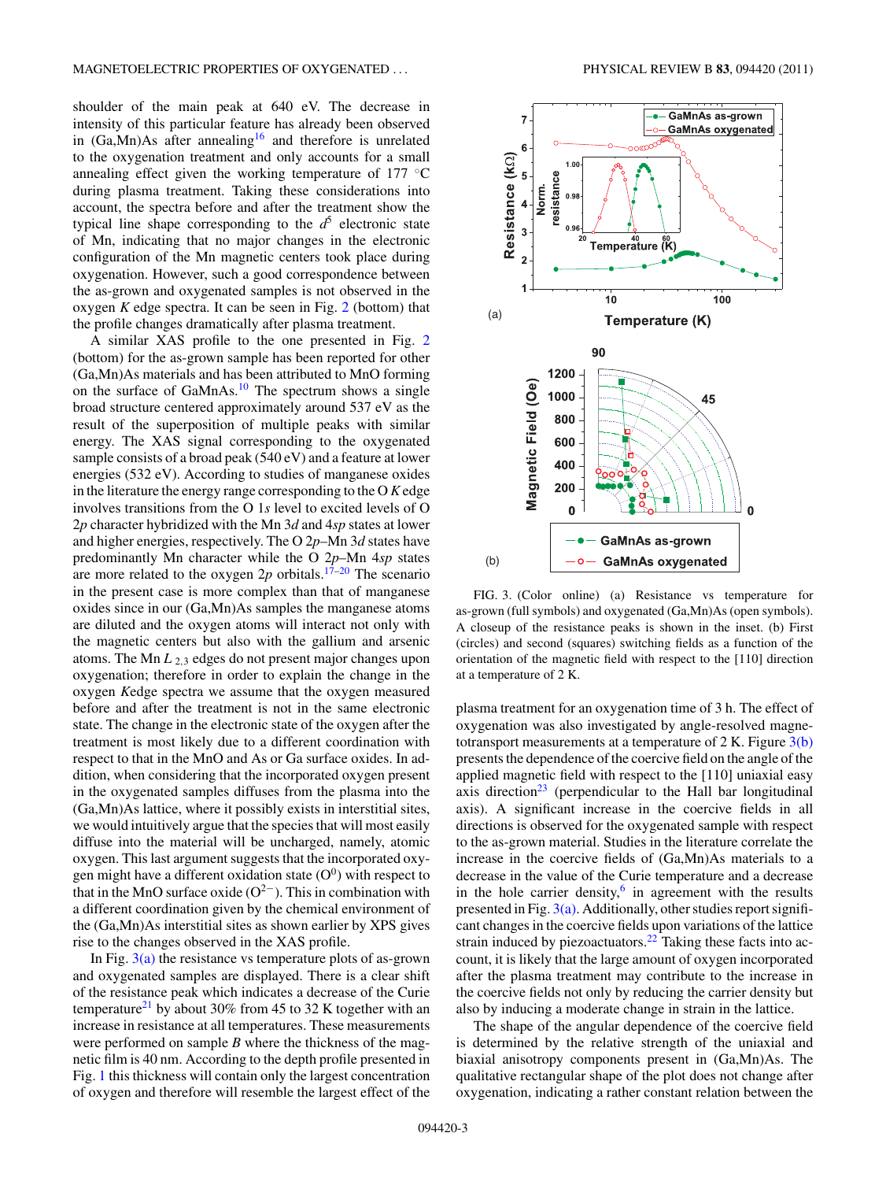shoulder of the main peak at 640 eV. The decrease in intensity of this particular feature has already been observed in (Ga,Mn)As after annealing[16] and therefore is unrelated to the oxygenation treatment and only accounts for a small annealing effect given the working temperature of 177 °C during plasma treatment. Taking these considerations into account, the spectra before and after the treatment show the typical line shape corresponding to the $d^5$ electronic state of Mn, indicating that no major changes in the electronic configuration of the Mn magnetic centers took place during oxygenation. However, such a good correspondence between the as-grown and oxygenated samples is not observed in the oxygen $K$ edge spectra. It can be seen in Fig. 2 (bottom) that the profile changes dramatically after plasma treatment.

A similar XAS profile to the one presented in Fig. 2 (bottom) for the as-grown sample has been reported for other (Ga,Mn)As materials and has been attributed to MnO forming on the surface of GaMnAs.[10] The spectrum shows a single broad structure centered approximately around 537 eV as the result of the superposition of multiple peaks with similar energy. The XAS signal corresponding to the oxygenated sample consists of a broad peak (540 eV) and a feature at lower energies (532 eV). According to studies of manganese oxides in the literature the energy range corresponding to the O $K$ edge involves transitions from the O 1$s$ level to excited levels of O 2$p$ character hybridized with the Mn 3$d$ and 4$sp$ states at lower and higher energies, respectively. The O 2$p$–Mn 3$d$ states have predominantly Mn character while the O 2$p$–Mn 4$sp$ states are more related to the oxygen 2$p$ orbitals.[17–20] The scenario in the present case is more complex than that of manganese oxides since in our (Ga,Mn)As samples the manganese atoms are diluted and the oxygen atoms will interact not only with the magnetic centers but also with the gallium and arsenic atoms. The Mn $L_{2,3}$ edges do not present major changes upon oxygenation; therefore in order to explain the change in the oxygen $K$edge spectra we assume that the oxygen measured before and after the treatment is not in the same electronic state. The change in the electronic state of the oxygen after the treatment is most likely due to a different coordination with respect to that in the MnO and As or Ga surface oxides. In addition, when considering that the incorporated oxygen present in the oxygenated samples diffuses from the plasma into the (Ga,Mn)As lattice, where it possibly exists in interstitial sites, we would intuitively argue that the species that will most easily diffuse into the material will be uncharged, namely, atomic oxygen. This last argument suggests that the incorporated oxygen might have a different oxidation state ($O^0$) with respect to that in the MnO surface oxide ($O^{2-}$). This in combination with a different coordination given by the chemical environment of the (Ga,Mn)As interstitial sites as shown earlier by XPS gives rise to the changes observed in the XAS profile.

In Fig. 3(a) the resistance vs temperature plots of as-grown and oxygenated samples are displayed. There is a clear shift of the resistance peak which indicates a decrease of the Curie temperature[21] by about 30% from 45 to 32 K together with an increase in resistance at all temperatures. These measurements were performed on sample $B$ where the thickness of the magnetic film is 40 nm. According to the depth profile presented in Fig. 1 this thickness will contain only the largest concentration of oxygen and therefore will resemble the largest effect of the

FIG. 3. (Color online) (a) Resistance vs temperature for as-grown (full symbols) and oxygenated (Ga,Mn)As (open symbols). A closeup of the resistance peaks is shown in the inset. (b) First (circles) and second (squares) switching fields as a function of the orientation of the magnetic field with respect to the [110] direction at a temperature of 2 K.

plasma treatment for an oxygenation time of 3 h. The effect of oxygenation was also investigated by angle-resolved magnetotransport measurements at a temperature of 2 K. Figure 3(b) presents the dependence of the coercive field on the angle of the applied magnetic field with respect to the [110] uniaxial easy axis direction[23] (perpendicular to the Hall bar longitudinal axis). A significant increase in the coercive fields in all directions is observed for the oxygenated sample with respect to the as-grown material. Studies in the literature correlate the increase in the coercive fields of (Ga,Mn)As materials to a decrease in the value of the Curie temperature and a decrease in the hole carrier density,[6] in agreement with the results presented in Fig. 3(a). Additionally, other studies report significant changes in the coercive fields upon variations of the lattice strain induced by piezoactuators.[22] Taking these facts into account, it is likely that the large amount of oxygen incorporated after the plasma treatment may contribute to the increase in the coercive fields not only by reducing the carrier density but also by inducing a moderate change in strain in the lattice.

The shape of the angular dependence of the coercive field is determined by the relative strength of the uniaxial and biaxial anisotropy components present in (Ga,Mn)As. The qualitative rectangular shape of the plot does not change after oxygenation, indicating a rather constant relation between the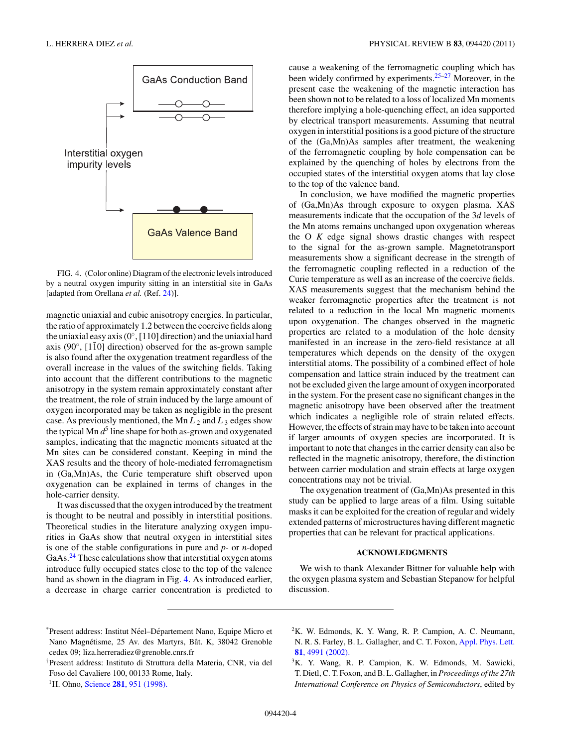GaAs Conduction Band

Interstitial oxygen impurity levels

GaAs Valence Band

FIG. 4. (Color online) Diagram of the electronic levels introduced by a neutral oxygen impurity sitting in an interstitial site in GaAs [adapted from Orellana *et al.* (Ref. 24)].

magnetic uniaxial and cubic anisotropy energies. In particular, the ratio of approximately 1.2 between the coercive fields along the uniaxial easy axis (0°, [110] direction) and the uniaxial hard axis (90°, [1$\bar{1}$0] direction) observed for the as-grown sample is also found after the oxygenation treatment regardless of the overall increase in the values of the switching fields. Taking into account that the different contributions to the magnetic anisotropy in the system remain approximately constant after the treatment, the role of strain induced by the large amount of oxygen incorporated may be taken as negligible in the present case. As previously mentioned, the Mn $L_2$ and $L_3$ edges show the typical Mn $d^5$ line shape for both as-grown and oxygenated samples, indicating that the magnetic moments situated at the Mn sites can be considered constant. Keeping in mind the XAS results and the theory of hole-mediated ferromagnetism in (Ga,Mn)As, the Curie temperature shift observed upon oxygenation can be explained in terms of changes in the hole-carrier density.

It was discussed that the oxygen introduced by the treatment is thought to be neutral and possibly in interstitial positions. Theoretical studies in the literature analyzing oxygen impurities in GaAs show that neutral oxygen in interstitial sites is one of the stable configurations in pure and *p*- or *n*-doped GaAs.[24] These calculations show that interstitial oxygen atoms introduce fully occupied states close to the top of the valence band as shown in the diagram in Fig. 4. As introduced earlier, a decrease in charge carrier concentration is predicted to cause a weakening of the ferromagnetic coupling which has been widely confirmed by experiments.[25–27] Moreover, in the present case the weakening of the magnetic interaction has been shown not to be related to a loss of localized Mn moments therefore implying a hole-quenching effect, an idea supported by electrical transport measurements. Assuming that neutral oxygen in interstitial positions is a good picture of the structure of the (Ga,Mn)As samples after treatment, the weakening of the ferromagnetic coupling by hole compensation can be explained by the quenching of holes by electrons from the occupied states of the interstitial oxygen atoms that lay close to the top of the valence band.

In conclusion, we have modified the magnetic properties of (Ga,Mn)As through exposure to oxygen plasma. XAS measurements indicate that the occupation of the 3*d* levels of the Mn atoms remains unchanged upon oxygenation whereas the O *K* edge signal shows drastic changes with respect to the signal for the as-grown sample. Magnetotransport measurements show a significant decrease in the strength of the ferromagnetic coupling reflected in a reduction of the Curie temperature as well as an increase of the coercive fields. XAS measurements suggest that the mechanism behind the weaker ferromagnetic properties after the treatment is not related to a reduction in the local Mn magnetic moments upon oxygenation. The changes observed in the magnetic properties are related to a modulation of the hole density manifested in an increase in the zero-field resistance at all temperatures which depends on the density of the oxygen interstitial atoms. The possibility of a combined effect of hole compensation and lattice strain induced by the treatment can not be excluded given the large amount of oxygen incorporated in the system. For the present case no significant changes in the magnetic anisotropy have been observed after the treatment which indicates a negligible role of strain related effects. However, the effects of strain may have to be taken into account if larger amounts of oxygen species are incorporated. It is important to note that changes in the carrier density can also be reflected in the magnetic anisotropy, therefore, the distinction between carrier modulation and strain effects at large oxygen concentrations may not be trivial.

The oxygenation treatment of (Ga,Mn)As presented in this study can be applied to large areas of a film. Using suitable masks it can be exploited for the creation of regular and widely extended patterns of microstructures having different magnetic properties that can be relevant for practical applications.

## ACKNOWLEDGMENTS

We wish to thank Alexander Bittner for valuable help with the oxygen plasma system and Sebastian Stepanow for helpful discussion.

---

*Present address: Institut Néel–Département Nano, Equipe Micro et Nano Magnétisme, 25 Av. des Martyrs, Bât. K, 38042 Grenoble cedex 09; liza.herreradiez@grenoble.cnrs.fr

†Present address: Instituto di Struttura della Materia, CNR, via del Foso del Cavaliere 100, 00133 Rome, Italy.

[1] H. Ohno, Science **281**, 951 (1998).

[2] K. W. Edmonds, K. Y. Wang, R. P. Campion, A. C. Neumann, N. R. S. Farley, B. L. Gallagher, and C. T. Foxon, Appl. Phys. Lett. **81**, 4991 (2002).

[3] K. Y. Wang, R. P. Campion, K. W. Edmonds, M. Sawicki, T. Dietl, C. T. Foxon, and B. L. Gallagher, in *Proceedings of the 27th International Conference on Physics of Semiconductors*, edited by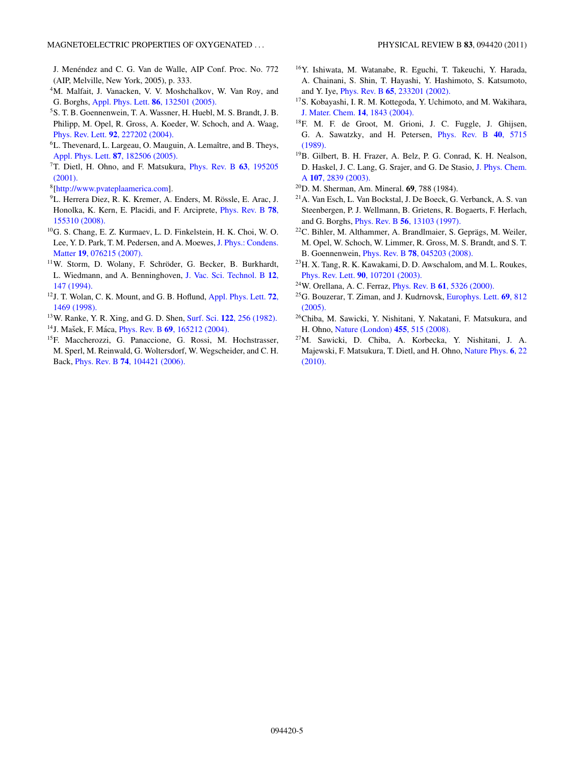J. Menéndez and C. G. Van de Walle, AIP Conf. Proc. No. 772 (AIP, Melville, New York, 2005), p. 333.

[4]M. Malfait, J. Vanacken, V. V. Moshchalkov, W. Van Roy, and G. Borghs, Appl. Phys. Lett. **86**, 132501 (2005).

[5]S. T. B. Goennenwein, T. A. Wassner, H. Huebl, M. S. Brandt, J. B. Philipp, M. Opel, R. Gross, A. Koeder, W. Schoch, and A. Waag, Phys. Rev. Lett. **92**, 227202 (2004).

[6]L. Thevenard, L. Largeau, O. Mauguin, A. Lemaître, and B. Theys, Appl. Phys. Lett. **87**, 182506 (2005).

[7]T. Dietl, H. Ohno, and F. Matsukura, Phys. Rev. B **63**, 195205 (2001).

[8][http://www.pvateplaamerica.com].

[9]L. Herrera Diez, R. K. Kremer, A. Enders, M. Rössle, E. Arac, J. Honolka, K. Kern, E. Placidi, and F. Arciprete, Phys. Rev. B **78**, 155310 (2008).

[10]G. S. Chang, E. Z. Kurmaev, L. D. Finkelstein, H. K. Choi, W. O. Lee, Y. D. Park, T. M. Pedersen, and A. Moewes, J. Phys.: Condens. Matter **19**, 076215 (2007).

[11]W. Storm, D. Wolany, F. Schröder, G. Becker, B. Burkhardt, L. Wiedmann, and A. Benninghoven, J. Vac. Sci. Technol. B **12**, 147 (1994).

[12]J. T. Wolan, C. K. Mount, and G. B. Hoflund, Appl. Phys. Lett. **72**, 1469 (1998).

[13]W. Ranke, Y. R. Xing, and G. D. Shen, Surf. Sci. **122**, 256 (1982).

[14]J. Mašek, F. Máca, Phys. Rev. B **69**, 165212 (2004).

[15]F. Maccherozzi, G. Panaccione, G. Rossi, M. Hochstrasser, M. Sperl, M. Reinwald, G. Woltersdorf, W. Wegscheider, and C. H. Back, Phys. Rev. B **74**, 104421 (2006).

[16]Y. Ishiwata, M. Watanabe, R. Eguchi, T. Takeuchi, Y. Harada, A. Chainani, S. Shin, T. Hayashi, Y. Hashimoto, S. Katsumoto, and Y. Iye, Phys. Rev. B **65**, 233201 (2002).

[17]S. Kobayashi, I. R. M. Kottegoda, Y. Uchimoto, and M. Wakihara, J. Mater. Chem. **14**, 1843 (2004).

[18]F. M. F. de Groot, M. Grioni, J. C. Fuggle, J. Ghijsen, G. A. Sawatzky, and H. Petersen, Phys. Rev. B **40**, 5715 (1989).

[19]B. Gilbert, B. H. Frazer, A. Belz, P. G. Conrad, K. H. Nealson, D. Haskel, J. C. Lang, G. Srajer, and G. De Stasio, J. Phys. Chem. A **107**, 2839 (2003).

[20]D. M. Sherman, Am. Mineral. **69**, 788 (1984).

[21]A. Van Esch, L. Van Bockstal, J. De Boeck, G. Verbanck, A. S. van Steenbergen, P. J. Wellmann, B. Grietens, R. Bogaerts, F. Herlach, and G. Borghs, Phys. Rev. B **56**, 13103 (1997).

[22]C. Bihler, M. Althammer, A. Brandlmaier, S. Geprägs, M. Weiler, M. Opel, W. Schoch, W. Limmer, R. Gross, M. S. Brandt, and S. T. B. Goennenwein, Phys. Rev. B **78**, 045203 (2008).

[23]H. X. Tang, R. K. Kawakami, D. D. Awschalom, and M. L. Roukes, Phys. Rev. Lett. **90**, 107201 (2003).

[24]W. Orellana, A. C. Ferraz, Phys. Rev. B **61**, 5326 (2000).

[25]G. Bouzerar, T. Ziman, and J. Kudrnovsk, Europhys. Lett. **69**, 812 (2005).

[26]Chiba, M. Sawicki, Y. Nishitani, Y. Nakatani, F. Matsukura, and H. Ohno, Nature (London) **455**, 515 (2008).

[27]M. Sawicki, D. Chiba, A. Korbecka, Y. Nishitani, J. A. Majewski, F. Matsukura, T. Dietl, and H. Ohno, Nature Phys. **6**, 22 (2010).